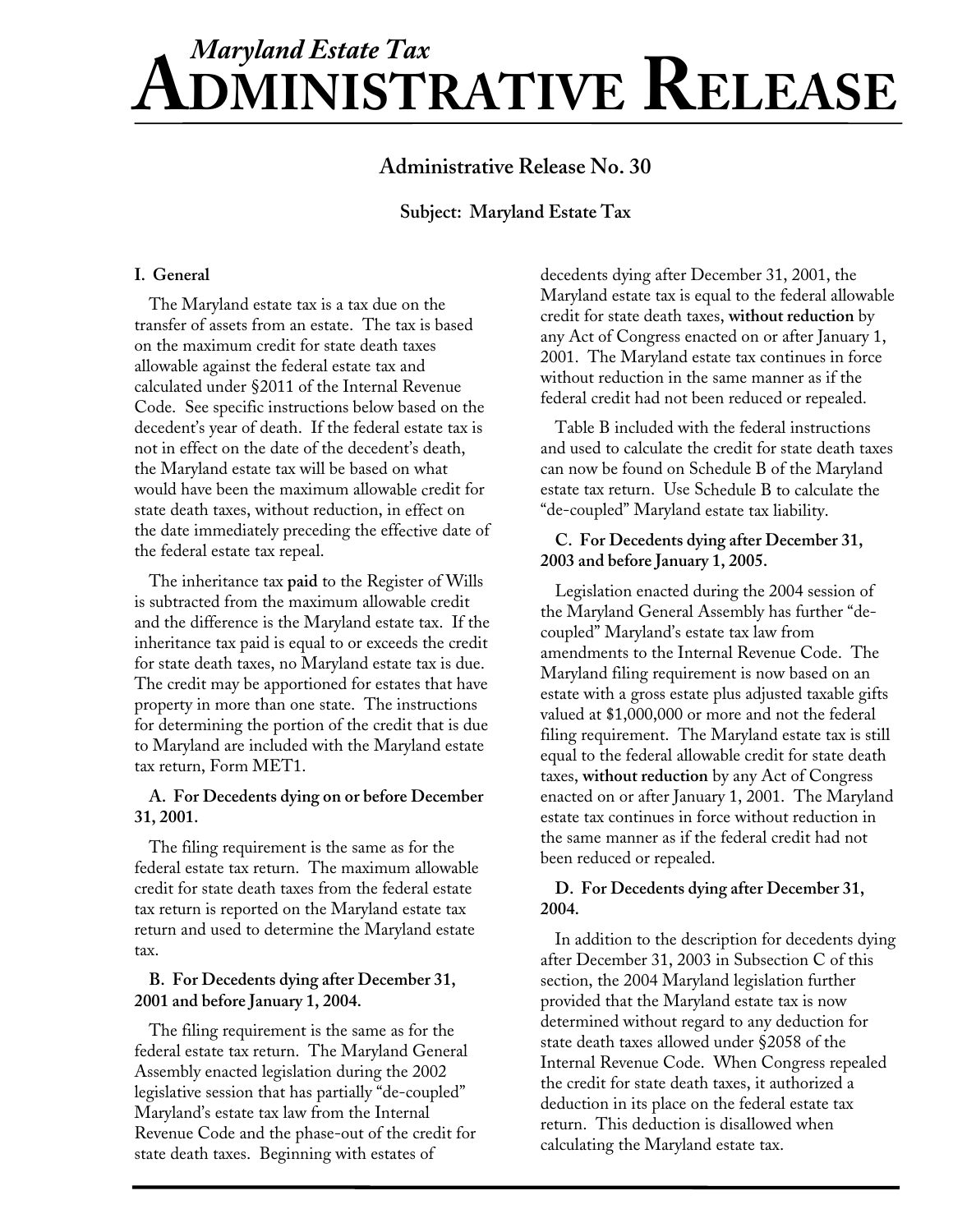# *Maryland Estate Tax* ADMINISTRATIVE RELEASE

## Administrative Release No. 30

**Subject: Maryland Estate Tax**

### I. General

The Maryland estate tax is a tax due on the transfer of assets from an estate. The tax is based on the maximum credit for state death taxes allowable against the federal estate tax and calculated under §2011 of the Internal Revenue Code. See specific instructions below based on the decedent's year of death. If the federal estate tax is not in effect on the date of the decedent's death, the Maryland estate tax will be based on what would have been the maximum allowable credit for state death taxes, without reduction, in effect on the date immediately preceding the effective date of the federal estate tax repeal.

The inheritance tax **paid** to the Register of Wills is subtracted from the maximum allowable credit and the difference is the Maryland estate tax. If the inheritance tax paid is equal to or exceeds the credit for state death taxes, no Maryland estate tax is due. The credit may be apportioned for estates that have property in more than one state. The instructions for determining the portion of the credit that is due to Maryland are included with the Maryland estate tax return, Form MET1.

**A. For Decedents dying on or before December 31, 2001.**

The filing requirement is the same as for the federal estate tax return. The maximum allowable credit for state death taxes from the federal estate tax return is reported on the Maryland estate tax return and used to determine the Maryland estate tax.

**B. For Decedents dying after December 31, 2001 and before January 1, 2004.**

The filing requirement is the same as for the federal estate tax return. The Maryland General Assembly enacted legislation during the 2002 legislative session that has partially "de-coupled" Maryland's estate tax law from the Internal Revenue Code and the phase-out of the credit for state death taxes. Beginning with estates of decedents dying after December 31, 2001, the Maryland estate tax is equal to the federal allowable credit for state death taxes, **without reduction** by any Act of Congress enacted on or after January 1, 2001. The Maryland estate tax continues in force without reduction in the same manner as if the federal credit had not been reduced or repealed.

Table B included with the federal instructions and used to calculate the credit for state death taxes can now be found on Schedule B of the Maryland estate tax return. Use Schedule B to calculate the "de-coupled" Maryland estate tax liability.

**C. For Decedents dying after December 31, 2003 and before January 1, 2005.**

Legislation enacted during the 2004 session of the Maryland General Assembly has further "de-coupled" Maryland's estate tax law from amendments to the Internal Revenue Code. The Maryland filing requirement is now based on an estate with a gross estate plus adjusted taxable gifts valued at $1,000,000 or more and not the federal filing requirement. The Maryland estate tax is still equal to the federal allowable credit for state death taxes, **without reduction** by any Act of Congress enacted on or after January 1, 2001. The Maryland estate tax continues in force without reduction in the same manner as if the federal credit had not been reduced or repealed.

**D. For Decedents dying after December 31, 2004.**

In addition to the description for decedents dying after December 31, 2003 in Subsection C of this section, the 2004 Maryland legislation further provided that the Maryland estate tax is now determined without regard to any deduction for state death taxes allowed under §2058 of the Internal Revenue Code. When Congress repealed the credit for state death taxes, it authorized a deduction in its place on the federal estate tax return. This deduction is disallowed when calculating the Maryland estate tax.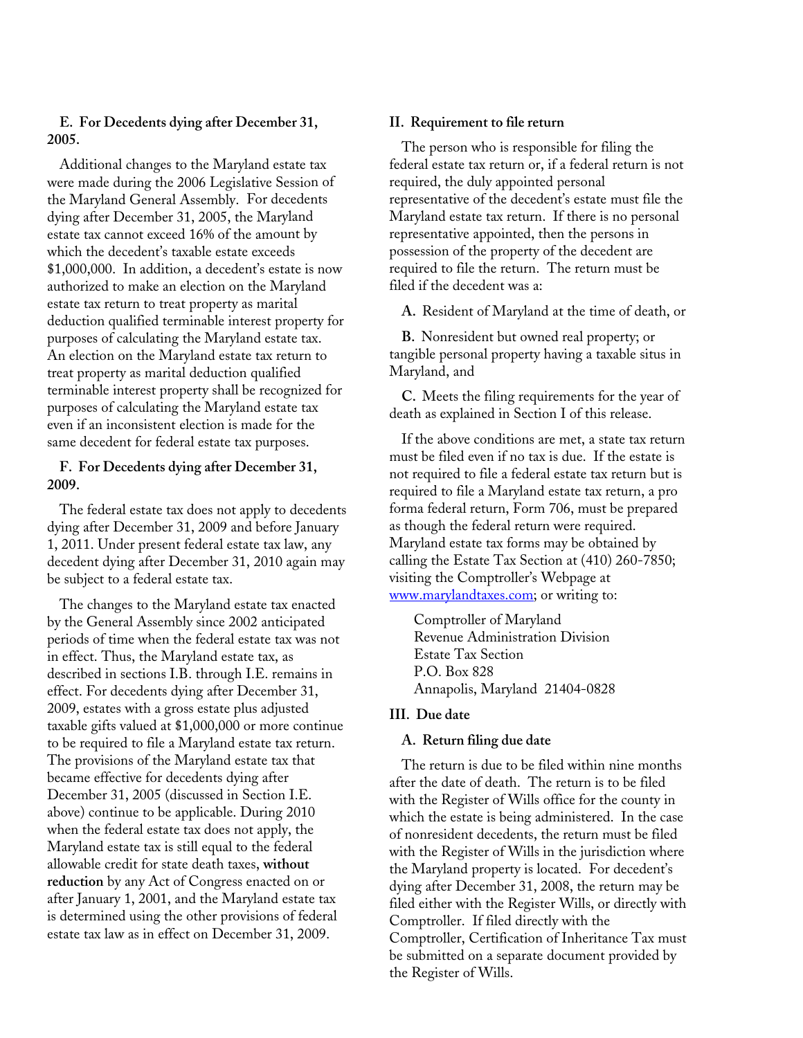### E. For Decedents dying after December 31, 2005.

Additional changes to the Maryland estate tax were made during the 2006 Legislative Session of the Maryland General Assembly. For decedents dying after December 31, 2005, the Maryland estate tax cannot exceed 16% of the amount by which the decedent's taxable estate exceeds $1,000,000. In addition, a decedent's estate is now authorized to make an election on the Maryland estate tax return to treat property as marital deduction qualified terminable interest property for purposes of calculating the Maryland estate tax. An election on the Maryland estate tax return to treat property as marital deduction qualified terminable interest property shall be recognized for purposes of calculating the Maryland estate tax even if an inconsistent election is made for the same decedent for federal estate tax purposes.

### F. For Decedents dying after December 31, 2009.

The federal estate tax does not apply to decedents dying after December 31, 2009 and before January 1, 2011. Under present federal estate tax law, any decedent dying after December 31, 2010 again may be subject to a federal estate tax.

The changes to the Maryland estate tax enacted by the General Assembly since 2002 anticipated periods of time when the federal estate tax was not in effect. Thus, the Maryland estate tax, as described in sections I.B. through I.E. remains in effect. For decedents dying after December 31, 2009, estates with a gross estate plus adjusted taxable gifts valued at $1,000,000 or more continue to be required to file a Maryland estate tax return. The provisions of the Maryland estate tax that became effective for decedents dying after December 31, 2005 (discussed in Section I.E. above) continue to be applicable. During 2010 when the federal estate tax does not apply, the Maryland estate tax is still equal to the federal allowable credit for state death taxes, **without reduction** by any Act of Congress enacted on or after January 1, 2001, and the Maryland estate tax is determined using the other provisions of federal estate tax law as in effect on December 31, 2009.

## II. Requirement to file return

The person who is responsible for filing the federal estate tax return or, if a federal return is not required, the duly appointed personal representative of the decedent's estate must file the Maryland estate tax return. If there is no personal representative appointed, then the persons in possession of the property of the decedent are required to file the return. The return must be filed if the decedent was a:

**A.** Resident of Maryland at the time of death, or

**B.** Nonresident but owned real property; or tangible personal property having a taxable situs in Maryland, and

**C.** Meets the filing requirements for the year of death as explained in Section I of this release.

If the above conditions are met, a state tax return must be filed even if no tax is due. If the estate is not required to file a federal estate tax return but is required to file a Maryland estate tax return, a pro forma federal return, Form 706, must be prepared as though the federal return were required. Maryland estate tax forms may be obtained by calling the Estate Tax Section at (410) 260-7850; visiting the Comptroller's Webpage at www.marylandtaxes.com; or writing to:

Comptroller of Maryland
Revenue Administration Division
Estate Tax Section
P.O. Box 828
Annapolis, Maryland 21404-0828

## III. Due date

### A. Return filing due date

The return is due to be filed within nine months after the date of death. The return is to be filed with the Register of Wills office for the county in which the estate is being administered. In the case of nonresident decedents, the return must be filed with the Register of Wills in the jurisdiction where the Maryland property is located. For decedent's dying after December 31, 2008, the return may be filed either with the Register Wills, or directly with Comptroller. If filed directly with the Comptroller, Certification of Inheritance Tax must be submitted on a separate document provided by the Register of Wills.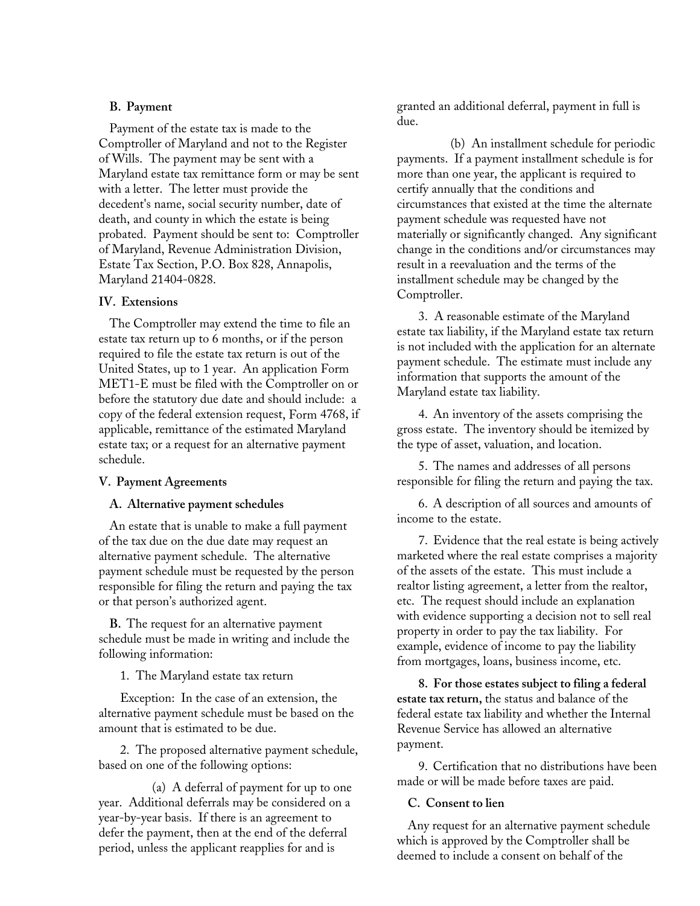### B. Payment

Payment of the estate tax is made to the Comptroller of Maryland and not to the Register of Wills. The payment may be sent with a Maryland estate tax remittance form or may be sent with a letter. The letter must provide the decedent's name, social security number, date of death, and county in which the estate is being probated. Payment should be sent to: Comptroller of Maryland, Revenue Administration Division, Estate Tax Section, P.O. Box 828, Annapolis, Maryland 21404-0828.

## IV. Extensions

The Comptroller may extend the time to file an estate tax return up to 6 months, or if the person required to file the estate tax return is out of the United States, up to 1 year. An application Form MET1-E must be filed with the Comptroller on or before the statutory due date and should include: a copy of the federal extension request, Form 4768, if applicable, remittance of the estimated Maryland estate tax; or a request for an alternative payment schedule.

## V. Payment Agreements

### A. Alternative payment schedules

An estate that is unable to make a full payment of the tax due on the due date may request an alternative payment schedule. The alternative payment schedule must be requested by the person responsible for filing the return and paying the tax or that person's authorized agent.

**B.** The request for an alternative payment schedule must be made in writing and include the following information:

1. The Maryland estate tax return

Exception: In the case of an extension, the alternative payment schedule must be based on the amount that is estimated to be due.

2. The proposed alternative payment schedule, based on one of the following options:

(a) A deferral of payment for up to one year. Additional deferrals may be considered on a year-by-year basis. If there is an agreement to defer the payment, then at the end of the deferral period, unless the applicant reapplies for and is granted an additional deferral, payment in full is due.

(b) An installment schedule for periodic payments. If a payment installment schedule is for more than one year, the applicant is required to certify annually that the conditions and circumstances that existed at the time the alternate payment schedule was requested have not materially or significantly changed. Any significant change in the conditions and/or circumstances may result in a reevaluation and the terms of the installment schedule may be changed by the Comptroller.

3. A reasonable estimate of the Maryland estate tax liability, if the Maryland estate tax return is not included with the application for an alternate payment schedule. The estimate must include any information that supports the amount of the Maryland estate tax liability.

4. An inventory of the assets comprising the gross estate. The inventory should be itemized by the type of asset, valuation, and location.

5. The names and addresses of all persons responsible for filing the return and paying the tax.

6. A description of all sources and amounts of income to the estate.

7. Evidence that the real estate is being actively marketed where the real estate comprises a majority of the assets of the estate. This must include a realtor listing agreement, a letter from the realtor, etc. The request should include an explanation with evidence supporting a decision not to sell real property in order to pay the tax liability. For example, evidence of income to pay the liability from mortgages, loans, business income, etc.

**8. For those estates subject to filing a federal estate tax return,** the status and balance of the federal estate tax liability and whether the Internal Revenue Service has allowed an alternative payment.

9. Certification that no distributions have been made or will be made before taxes are paid.

### C. Consent to lien

Any request for an alternative payment schedule which is approved by the Comptroller shall be deemed to include a consent on behalf of the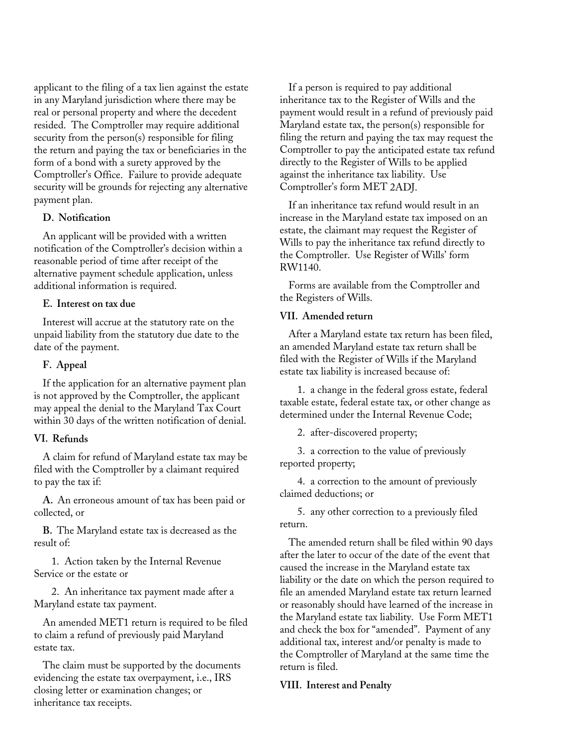applicant to the filing of a tax lien against the estate in any Maryland jurisdiction where there may be real or personal property and where the decedent resided. The Comptroller may require additional security from the person(s) responsible for filing the return and paying the tax or beneficiaries in the form of a bond with a surety approved by the Comptroller's Office. Failure to provide adequate security will be grounds for rejecting any alternative payment plan.

### D. Notification

An applicant will be provided with a written notification of the Comptroller's decision within a reasonable period of time after receipt of the alternative payment schedule application, unless additional information is required.

### E. Interest on tax due

Interest will accrue at the statutory rate on the unpaid liability from the statutory due date to the date of the payment.

### F. Appeal

If the application for an alternative payment plan is not approved by the Comptroller, the applicant may appeal the denial to the Maryland Tax Court within 30 days of the written notification of denial.

## VI. Refunds

A claim for refund of Maryland estate tax may be filed with the Comptroller by a claimant required to pay the tax if:

**A.** An erroneous amount of tax has been paid or collected, or

**B.** The Maryland estate tax is decreased as the result of:

1. Action taken by the Internal Revenue Service or the estate or
2. An inheritance tax payment made after a Maryland estate tax payment.

An amended MET1 return is required to be filed to claim a refund of previously paid Maryland estate tax.

The claim must be supported by the documents evidencing the estate tax overpayment, i.e., IRS closing letter or examination changes; or inheritance tax receipts.

If a person is required to pay additional inheritance tax to the Register of Wills and the payment would result in a refund of previously paid Maryland estate tax, the person(s) responsible for filing the return and paying the tax may request the Comptroller to pay the anticipated estate tax refund directly to the Register of Wills to be applied against the inheritance tax liability. Use Comptroller's form MET 2ADJ.

If an inheritance tax refund would result in an increase in the Maryland estate tax imposed on an estate, the claimant may request the Register of Wills to pay the inheritance tax refund directly to the Comptroller. Use Register of Wills' form RW1140.

Forms are available from the Comptroller and the Registers of Wills.

## VII. Amended return

After a Maryland estate tax return has been filed, an amended Maryland estate tax return shall be filed with the Register of Wills if the Maryland estate tax liability is increased because of:

1. a change in the federal gross estate, federal taxable estate, federal estate tax, or other change as determined under the Internal Revenue Code;
2. after-discovered property;
3. a correction to the value of previously reported property;
4. a correction to the amount of previously claimed deductions; or
5. any other correction to a previously filed return.

The amended return shall be filed within 90 days after the later to occur of the date of the event that caused the increase in the Maryland estate tax liability or the date on which the person required to file an amended Maryland estate tax return learned or reasonably should have learned of the increase in the Maryland estate tax liability. Use Form MET1 and check the box for "amended". Payment of any additional tax, interest and/or penalty is made to the Comptroller of Maryland at the same time the return is filed.

## VIII. Interest and Penalty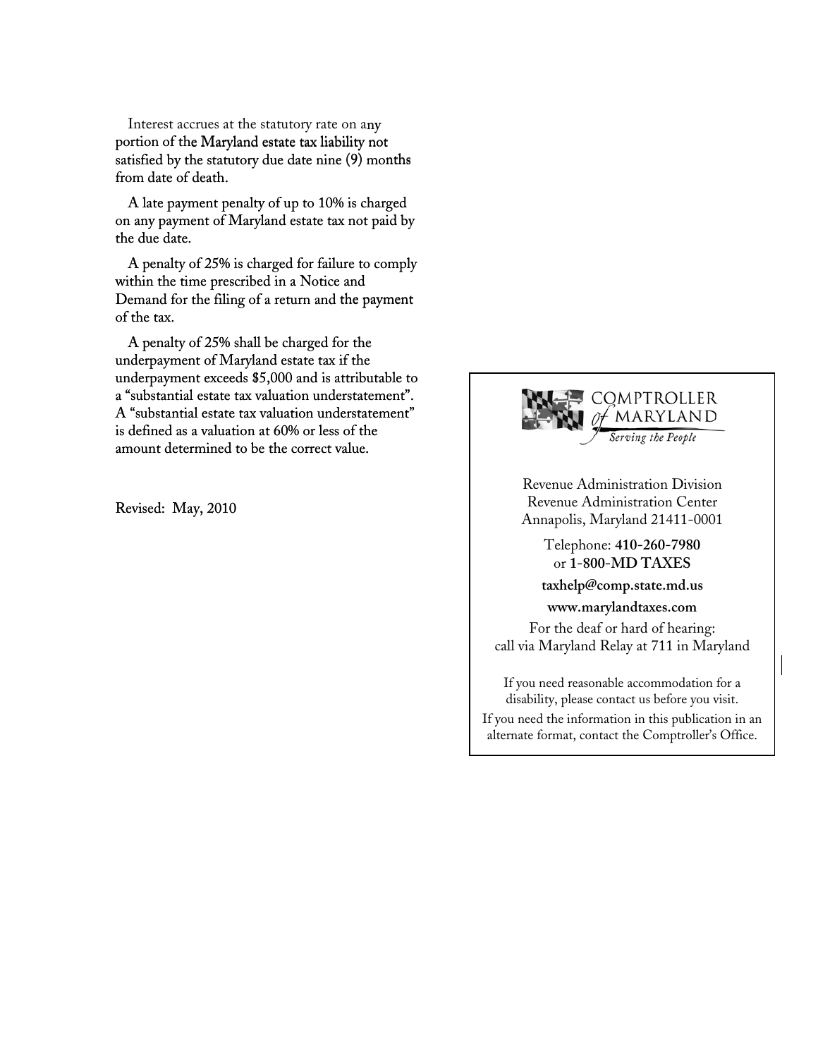Interest accrues at the statutory rate on any portion of the Maryland estate tax liability not satisfied by the statutory due date nine (9) months from date of death.

A late payment penalty of up to 10% is charged on any payment of Maryland estate tax not paid by the due date.

A penalty of 25% is charged for failure to comply within the time prescribed in a Notice and Demand for the filing of a return and the payment of the tax.

A penalty of 25% shall be charged for the underpayment of Maryland estate tax if the underpayment exceeds $5,000 and is attributable to a "substantial estate tax valuation understatement". A "substantial estate tax valuation understatement" is defined as a valuation at 60% or less of the amount determined to be the correct value.

Revised: May, 2010

COMPTROLLER of MARYLAND

*Serving the People*

Revenue Administration Division
Revenue Administration Center
Annapolis, Maryland 21411-0001

Telephone: **410-260-7980**
or **1-800-MD TAXES**

**taxhelp@comp.state.md.us**

**www.marylandtaxes.com**

For the deaf or hard of hearing:
call via Maryland Relay at 711 in Maryland

If you need reasonable accommodation for a disability, please contact us before you visit.

If you need the information in this publication in an alternate format, contact the Comptroller's Office.